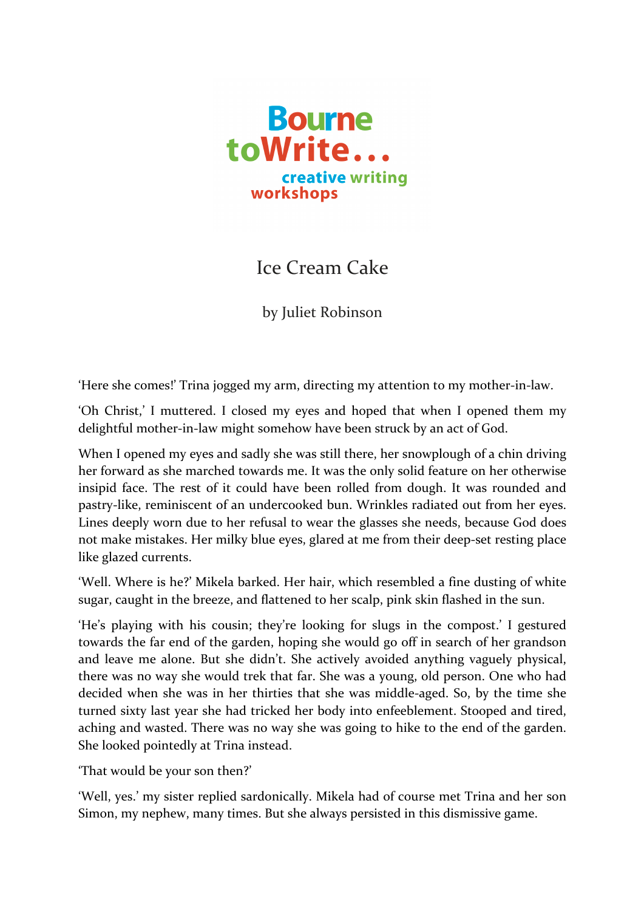Bourne
toWrite…
creative writing
workshops

# Ice Cream Cake

by Juliet Robinson

'Here she comes!' Trina jogged my arm, directing my attention to my mother-in-law.

'Oh Christ,' I muttered. I closed my eyes and hoped that when I opened them my delightful mother-in-law might somehow have been struck by an act of God.

When I opened my eyes and sadly she was still there, her snowplough of a chin driving her forward as she marched towards me. It was the only solid feature on her otherwise insipid face. The rest of it could have been rolled from dough. It was rounded and pastry-like, reminiscent of an undercooked bun. Wrinkles radiated out from her eyes. Lines deeply worn due to her refusal to wear the glasses she needs, because God does not make mistakes. Her milky blue eyes, glared at me from their deep-set resting place like glazed currents.

'Well. Where is he?' Mikela barked. Her hair, which resembled a fine dusting of white sugar, caught in the breeze, and flattened to her scalp, pink skin flashed in the sun.

'He's playing with his cousin; they're looking for slugs in the compost.' I gestured towards the far end of the garden, hoping she would go off in search of her grandson and leave me alone. But she didn't. She actively avoided anything vaguely physical, there was no way she would trek that far. She was a young, old person. One who had decided when she was in her thirties that she was middle-aged. So, by the time she turned sixty last year she had tricked her body into enfeeblement. Stooped and tired, aching and wasted. There was no way she was going to hike to the end of the garden. She looked pointedly at Trina instead.

'That would be your son then?'

'Well, yes.' my sister replied sardonically. Mikela had of course met Trina and her son Simon, my nephew, many times. But she always persisted in this dismissive game.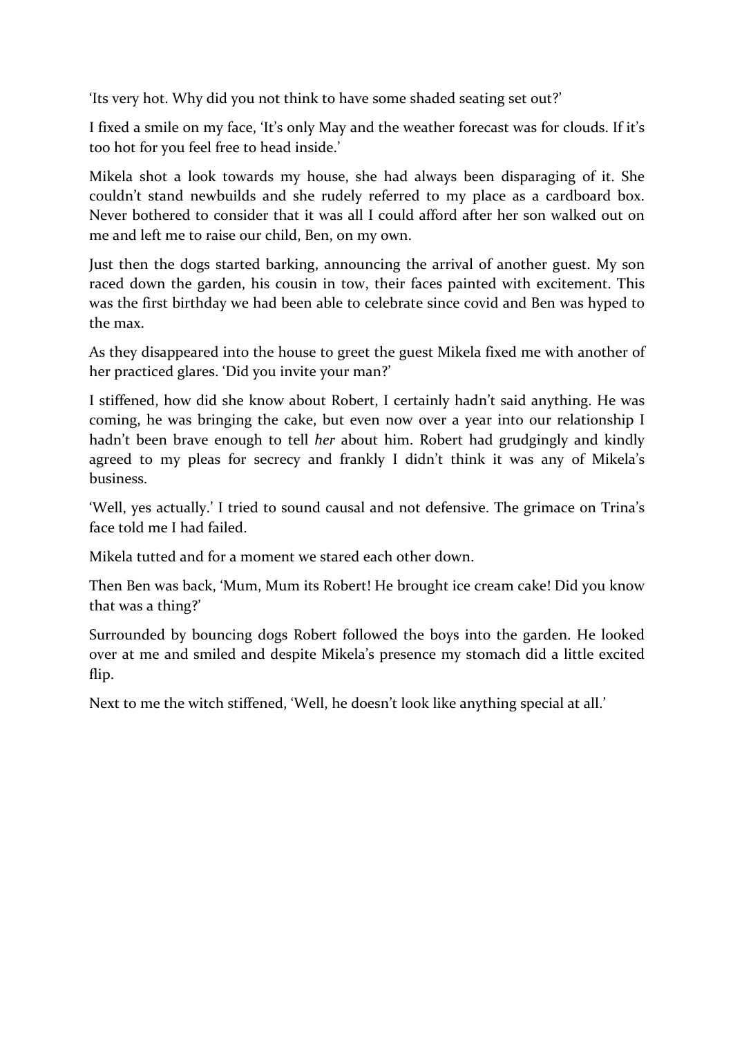'Its very hot. Why did you not think to have some shaded seating set out?'

I fixed a smile on my face, 'It's only May and the weather forecast was for clouds. If it's too hot for you feel free to head inside.'

Mikela shot a look towards my house, she had always been disparaging of it. She couldn't stand newbuilds and she rudely referred to my place as a cardboard box. Never bothered to consider that it was all I could afford after her son walked out on me and left me to raise our child, Ben, on my own.

Just then the dogs started barking, announcing the arrival of another guest. My son raced down the garden, his cousin in tow, their faces painted with excitement. This was the first birthday we had been able to celebrate since covid and Ben was hyped to the max.

As they disappeared into the house to greet the guest Mikela fixed me with another of her practiced glares. 'Did you invite your man?'

I stiffened, how did she know about Robert, I certainly hadn't said anything. He was coming, he was bringing the cake, but even now over a year into our relationship I hadn't been brave enough to tell *her* about him. Robert had grudgingly and kindly agreed to my pleas for secrecy and frankly I didn't think it was any of Mikela's business.

'Well, yes actually.' I tried to sound causal and not defensive. The grimace on Trina's face told me I had failed.

Mikela tutted and for a moment we stared each other down.

Then Ben was back, 'Mum, Mum its Robert! He brought ice cream cake! Did you know that was a thing?'

Surrounded by bouncing dogs Robert followed the boys into the garden. He looked over at me and smiled and despite Mikela's presence my stomach did a little excited flip.

Next to me the witch stiffened, 'Well, he doesn't look like anything special at all.'